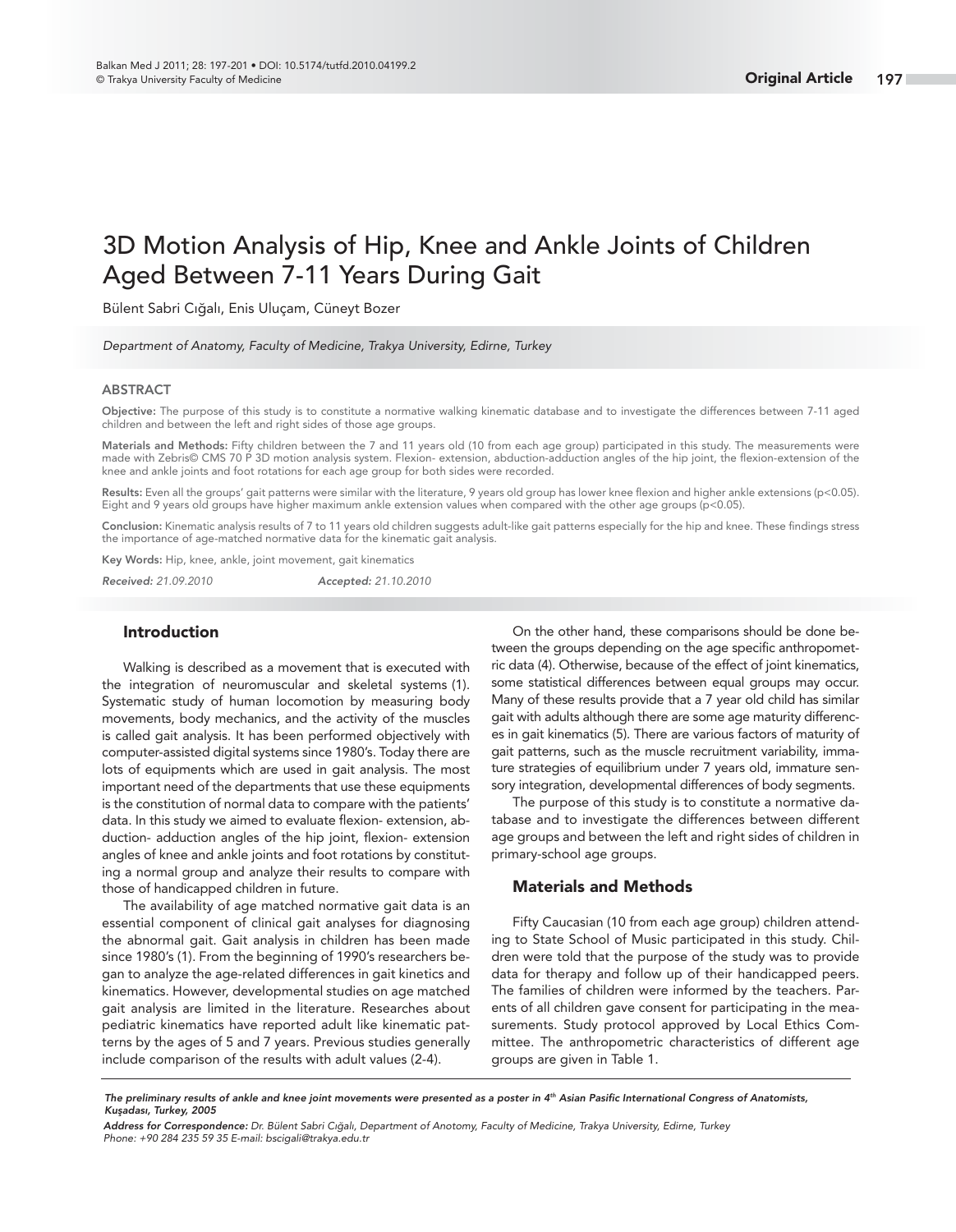# 3D Motion Analysis of Hip, Knee and Ankle Joints of Children Aged Between 7-11 Years During Gait

Bülent Sabri Cığalı, Enis Uluçam, Cüneyt Bozer

*Department of Anatomy, Faculty of Medicine, Trakya University, Edirne, Turkey*

## ABSTRACT

**Objective:** The purpose of this study is to constitute a normative walking kinematic database and to investigate the differences between 7-11 aged children and between the left and right sides of those age groups.

**Materials and Methods:** Fifty children between the 7 and 11 years old (10 from each age group) participated in this study. The measurements were made with Zebris© CMS 70 P 3D motion analysis system. Flexion- extension, abduction-adduction angles of the hip joint, the flexion-extension of the knee and ankle joints and foot rotations for each age group for both sides were recorded.

**Results:** Even all the groups' gait patterns were similar with the literature, 9 years old group has lower knee flexion and higher ankle extensions ($p<0.05$). Eight and 9 years old groups have higher maximum ankle extension values when compared with the other age groups ($p<0.05$).

**Conclusion:** Kinematic analysis results of 7 to 11 years old children suggests adult-like gait patterns especially for the hip and knee. These findings stress the importance of age-matched normative data for the kinematic gait analysis.

**Key Words:** Hip, knee, ankle, joint movement, gait kinematics

*Received: 21.09.2010* *Accepted: 21.10.2010*

## Introduction

Walking is described as a movement that is executed with the integration of neuromuscular and skeletal systems (1). Systematic study of human locomotion by measuring body movements, body mechanics, and the activity of the muscles is called gait analysis. It has been performed objectively with computer-assisted digital systems since 1980's. Today there are lots of equipments which are used in gait analysis. The most important need of the departments that use these equipments is the constitution of normal data to compare with the patients' data. In this study we aimed to evaluate flexion- extension, abduction- adduction angles of the hip joint, flexion- extension angles of knee and ankle joints and foot rotations by constituting a normal group and analyze their results to compare with those of handicapped children in future.

The availability of age matched normative gait data is an essential component of clinical gait analyses for diagnosing the abnormal gait. Gait analysis in children has been made since 1980's (1). From the beginning of 1990's researchers began to analyze the age-related differences in gait kinetics and kinematics. However, developmental studies on age matched gait analysis are limited in the literature. Researches about pediatric kinematics have reported adult like kinematic patterns by the ages of 5 and 7 years. Previous studies generally include comparison of the results with adult values (2-4).

On the other hand, these comparisons should be done between the groups depending on the age specific anthropometric data (4). Otherwise, because of the effect of joint kinematics, some statistical differences between equal groups may occur. Many of these results provide that a 7 year old child has similar gait with adults although there are some age maturity differences in gait kinematics (5). There are various factors of maturity of gait patterns, such as the muscle recruitment variability, immature strategies of equilibrium under 7 years old, immature sensory integration, developmental differences of body segments.

The purpose of this study is to constitute a normative database and to investigate the differences between different age groups and between the left and right sides of children in primary-school age groups.

## Materials and Methods

Fifty Caucasian (10 from each age group) children attending to State School of Music participated in this study. Children were told that the purpose of the study was to provide data for therapy and follow up of their handicapped peers. The families of children were informed by the teachers. Parents of all children gave consent for participating in the measurements. Study protocol approved by Local Ethics Committee. The anthropometric characteristics of different age groups are given in Table 1.

---

*The preliminary results of ankle and knee joint movements were presented as a poster in 4th Asian Pasific International Congress of Anatomists, Kuşadası, Turkey, 2005*

***Address for Correspondence:** Dr. Bülent Sabri Cığalı, Department of Anotomy, Faculty of Medicine, Trakya University, Edirne, Turkey Phone: +90 284 235 59 35 E-mail: bscigali@trakya.edu.tr*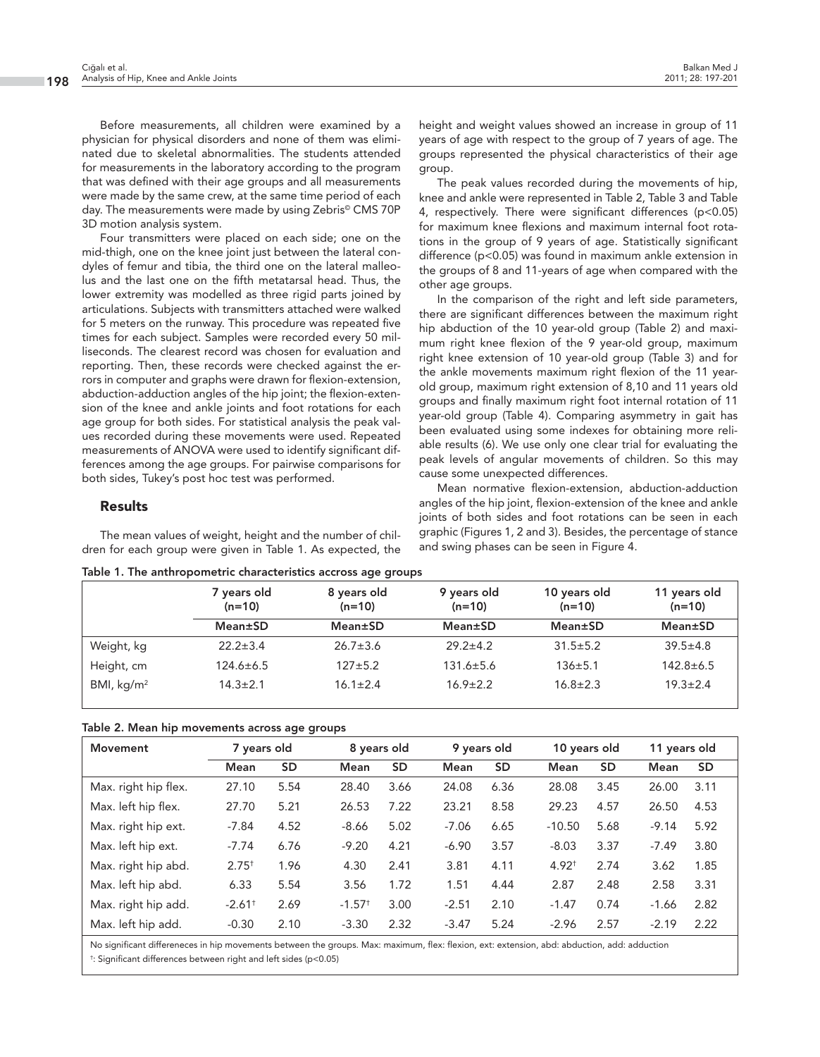Before measurements, all children were examined by a physician for physical disorders and none of them was eliminated due to skeletal abnormalities. The students attended for measurements in the laboratory according to the program that was defined with their age groups and all measurements were made by the same crew, at the same time period of each day. The measurements were made by using Zebris© CMS 70P 3D motion analysis system.

Four transmitters were placed on each side; one on the mid-thigh, one on the knee joint just between the lateral condyles of femur and tibia, the third one on the lateral malleolus and the last one on the fifth metatarsal head. Thus, the lower extremity was modelled as three rigid parts joined by articulations. Subjects with transmitters attached were walked for 5 meters on the runway. This procedure was repeated five times for each subject. Samples were recorded every 50 milliseconds. The clearest record was chosen for evaluation and reporting. Then, these records were checked against the errors in computer and graphs were drawn for flexion-extension, abduction-adduction angles of the hip joint; the flexion-extension of the knee and ankle joints and foot rotations for each age group for both sides. For statistical analysis the peak values recorded during these movements were used. Repeated measurements of ANOVA were used to identify significant differences among the age groups. For pairwise comparisons for both sides, Tukey's post hoc test was performed.

## Results

The mean values of weight, height and the number of children for each group were given in Table 1. As expected, the height and weight values showed an increase in group of 11 years of age with respect to the group of 7 years of age. The groups represented the physical characteristics of their age group.

The peak values recorded during the movements of hip, knee and ankle were represented in Table 2, Table 3 and Table 4, respectively. There were significant differences ($p<0.05$) for maximum knee flexions and maximum internal foot rotations in the group of 9 years of age. Statistically significant difference ($p<0.05$) was found in maximum ankle extension in the groups of 8 and 11-years of age when compared with the other age groups.

In the comparison of the right and left side parameters, there are significant differences between the maximum right hip abduction of the 10 year-old group (Table 2) and maximum right knee flexion of the 9 year-old group, maximum right knee extension of 10 year-old group (Table 3) and for the ankle movements maximum right flexion of the 11 year-old group, maximum right extension of 8,10 and 11 years old groups and finally maximum right foot internal rotation of 11 year-old group (Table 4). Comparing asymmetry in gait has been evaluated using some indexes for obtaining more reliable results (6). We use only one clear trial for evaluating the peak levels of angular movements of children. So this may cause some unexpected differences.

Mean normative flexion-extension, abduction-adduction angles of the hip joint, flexion-extension of the knee and ankle joints of both sides and foot rotations can be seen in each graphic (Figures 1, 2 and 3). Besides, the percentage of stance and swing phases can be seen in Figure 4.

**Table 1. The anthropometric characteristics accross age groups**

| | 7 years old (n=10) | 8 years old (n=10) | 9 years old (n=10) | 10 years old (n=10) | 11 years old (n=10) |
|---|---|---|---|---|---|
| | Mean±SD | Mean±SD | Mean±SD | Mean±SD | Mean±SD |
| Weight, kg | 22.2±3.4 | 26.7±3.6 | 29.2±4.2 | 31.5±5.2 | 39.5±4.8 |
| Height, cm | 124.6±6.5 | 127±5.2 | 131.6±5.6 | 136±5.1 | 142.8±6.5 |
| BMI, kg/m$^2$ | 14.3±2.1 | 16.1±2.4 | 16.9±2.2 | 16.8±2.3 | 19.3±2.4 |

**Table 2. Mean hip movements across age groups**

| Movement | 7 years old | | 8 years old | | 9 years old | | 10 years old | | 11 years old | |
|---|---|---|---|---|---|---|---|---|---|---|
| | Mean | SD | Mean | SD | Mean | SD | Mean | SD | Mean | SD |
| Max. right hip flex. | 27.10 | 5.54 | 28.40 | 3.66 | 24.08 | 6.36 | 28.08 | 3.45 | 26.00 | 3.11 |
| Max. left hip flex. | 27.70 | 5.21 | 26.53 | 7.22 | 23.21 | 8.58 | 29.23 | 4.57 | 26.50 | 4.53 |
| Max. right hip ext. | -7.84 | 4.52 | -8.66 | 5.02 | -7.06 | 6.65 | -10.50 | 5.68 | -9.14 | 5.92 |
| Max. left hip ext. | -7.74 | 6.76 | -9.20 | 4.21 | -6.90 | 3.57 | -8.03 | 3.37 | -7.49 | 3.80 |
| Max. right hip abd. | 2.75† | 1.96 | 4.30 | 2.41 | 3.81 | 4.11 | 4.92† | 2.74 | 3.62 | 1.85 |
| Max. left hip abd. | 6.33 | 5.54 | 3.56 | 1.72 | 1.51 | 4.44 | 2.87 | 2.48 | 2.58 | 3.31 |
| Max. right hip add. | -2.61† | 2.69 | -1.57† | 3.00 | -2.51 | 2.10 | -1.47 | 0.74 | -1.66 | 2.82 |
| Max. left hip add. | -0.30 | 2.10 | -3.30 | 2.32 | -3.47 | 5.24 | -2.96 | 2.57 | -2.19 | 2.22 |

No significant differeneces in hip movements between the groups. Max: maximum, flex: flexion, ext: extension, abd: abduction, add: adduction

†: Significant differences between right and left sides ($p<0.05$)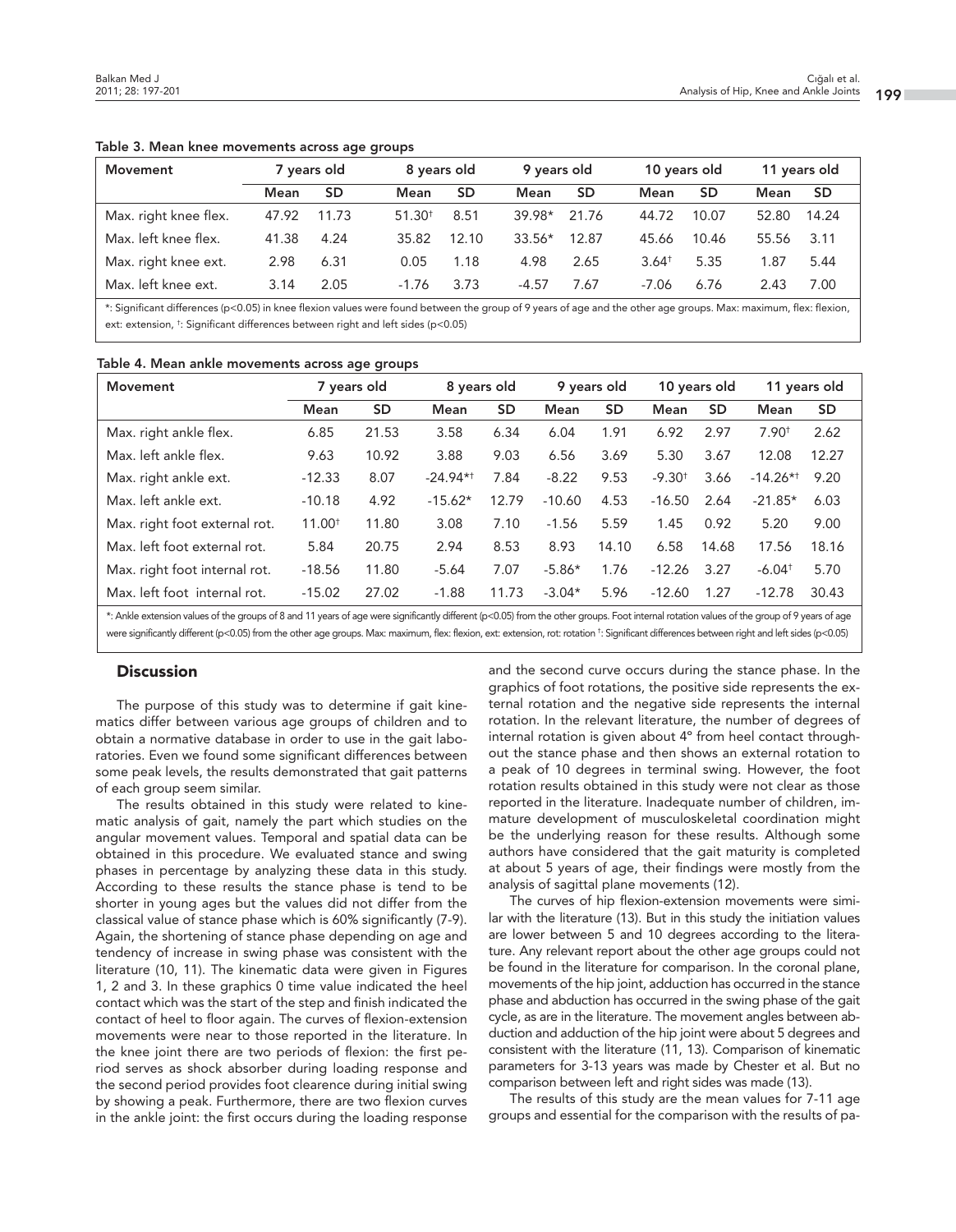**Table 3. Mean knee movements across age groups**

| Movement | 7 years old | | 8 years old | | 9 years old | | 10 years old | | 11 years old | |
|---|---|---|---|---|---|---|---|---|---|---|
| | Mean | SD | Mean | SD | Mean | SD | Mean | SD | Mean | SD |
| Max. right knee flex. | 47.92 | 11.73 | 51.30† | 8.51 | 39.98* | 21.76 | 44.72 | 10.07 | 52.80 | 14.24 |
| Max. left knee flex. | 41.38 | 4.24 | 35.82 | 12.10 | 33.56* | 12.87 | 45.66 | 10.46 | 55.56 | 3.11 |
| Max. right knee ext. | 2.98 | 6.31 | 0.05 | 1.18 | 4.98 | 2.65 | 3.64† | 5.35 | 1.87 | 5.44 |
| Max. left knee ext. | 3.14 | 2.05 | -1.76 | 3.73 | -4.57 | 7.67 | -7.06 | 6.76 | 2.43 | 7.00 |

*: Significant differences ($p<0.05$) in knee flexion values were found between the group of 9 years of age and the other age groups. Max: maximum, flex: flexion, ext: extension, †: Significant differences between right and left sides ($p<0.05$)

**Table 4. Mean ankle movements across age groups**

| Movement | 7 years old | | 8 years old | | 9 years old | | 10 years old | | 11 years old | |
|---|---|---|---|---|---|---|---|---|---|---|
| | Mean | SD | Mean | SD | Mean | SD | Mean | SD | Mean | SD |
| Max. right ankle flex. | 6.85 | 21.53 | 3.58 | 6.34 | 6.04 | 1.91 | 6.92 | 2.97 | 7.90† | 2.62 |
| Max. left ankle flex. | 9.63 | 10.92 | 3.88 | 9.03 | 6.56 | 3.69 | 5.30 | 3.67 | 12.08 | 12.27 |
| Max. right ankle ext. | -12.33 | 8.07 | -24.94*† | 7.84 | -8.22 | 9.53 | -9.30† | 3.66 | -14.26*† | 9.20 |
| Max. left ankle ext. | -10.18 | 4.92 | -15.62* | 12.79 | -10.60 | 4.53 | -16.50 | 2.64 | -21.85* | 6.03 |
| Max. right foot external rot. | 11.00† | 11.80 | 3.08 | 7.10 | -1.56 | 5.59 | 1.45 | 0.92 | 5.20 | 9.00 |
| Max. left foot external rot. | 5.84 | 20.75 | 2.94 | 8.53 | 8.93 | 14.10 | 6.58 | 14.68 | 17.56 | 18.16 |
| Max. right foot internal rot. | -18.56 | 11.80 | -5.64 | 7.07 | -5.86* | 1.76 | -12.26 | 3.27 | -6.04† | 5.70 |
| Max. left foot internal rot. | -15.02 | 27.02 | -1.88 | 11.73 | -3.04* | 5.96 | -12.60 | 1.27 | -12.78 | 30.43 |

*: Ankle extension values of the groups of 8 and 11 years of age were significantly different ($p<0.05$) from the other groups. Foot internal rotation values of the group of 9 years of age were significantly different ($p<0.05$) from the other age groups. Max: maximum, flex: flexion, ext: extension, rot: rotation †: Significant differences between right and left sides ($p<0.05$)

## Discussion

The purpose of this study was to determine if gait kinematics differ between various age groups of children and to obtain a normative database in order to use in the gait laboratories. Even we found some significant differences between some peak levels, the results demonstrated that gait patterns of each group seem similar.

The results obtained in this study were related to kinematic analysis of gait, namely the part which studies on the angular movement values. Temporal and spatial data can be obtained in this procedure. We evaluated stance and swing phases in percentage by analyzing these data in this study. According to these results the stance phase is tend to be shorter in young ages but the values did not differ from the classical value of stance phase which is 60% significantly (7-9). Again, the shortening of stance phase depending on age and tendency of increase in swing phase was consistent with the literature (10, 11). The kinematic data were given in Figures 1, 2 and 3. In these graphics 0 time value indicated the heel contact which was the start of the step and finish indicated the contact of heel to floor again. The curves of flexion-extension movements were near to those reported in the literature. In the knee joint there are two periods of flexion: the first period serves as shock absorber during loading response and the second period provides foot clearence during initial swing by showing a peak. Furthermore, there are two flexion curves in the ankle joint: the first occurs during the loading response and the second curve occurs during the stance phase. In the graphics of foot rotations, the positive side represents the external rotation and the negative side represents the internal rotation. In the relevant literature, the number of degrees of internal rotation is given about 4° from heel contact throughout the stance phase and then shows an external rotation to a peak of 10 degrees in terminal swing. However, the foot rotation results obtained in this study were not clear as those reported in the literature. Inadequate number of children, immature development of musculoskeletal coordination might be the underlying reason for these results. Although some authors have considered that the gait maturity is completed at about 5 years of age, their findings were mostly from the analysis of sagittal plane movements (12).

The curves of hip flexion-extension movements were similar with the literature (13). But in this study the initiation values are lower between 5 and 10 degrees according to the literature. Any relevant report about the other age groups could not be found in the literature for comparison. In the coronal plane, movements of the hip joint, adduction has occurred in the stance phase and abduction has occurred in the swing phase of the gait cycle, as are in the literature. The movement angles between abduction and adduction of the hip joint were about 5 degrees and consistent with the literature (11, 13). Comparison of kinematic parameters for 3-13 years was made by Chester et al. But no comparison between left and right sides was made (13).

The results of this study are the mean values for 7-11 age groups and essential for the comparison with the results of pa-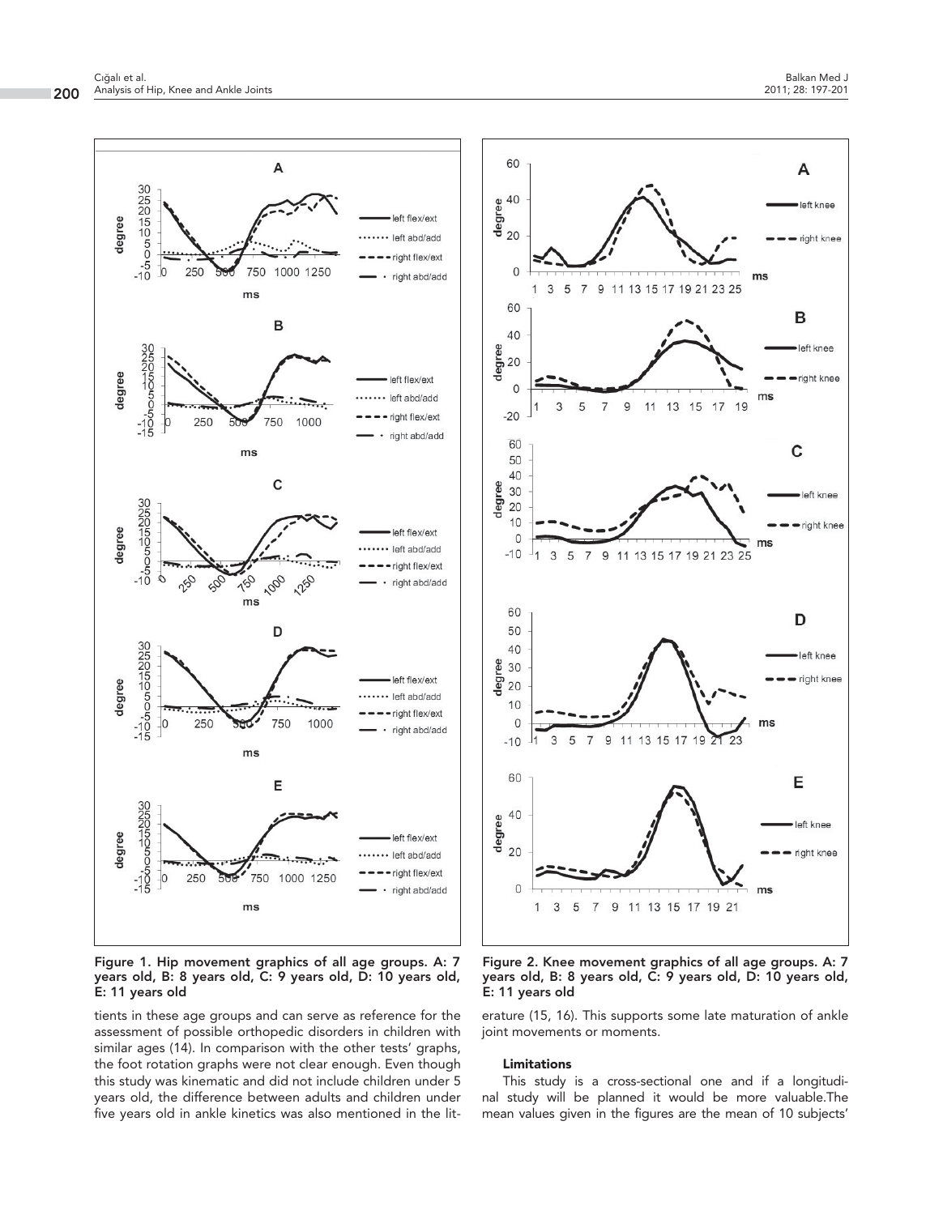Figure 1. Hip movement graphics of all age groups. A: 7 years old, B: 8 years old, C: 9 years old, D: 10 years old, E: 11 years old

Figure 2. Knee movement graphics of all age groups. A: 7 years old, B: 8 years old, C: 9 years old, D: 10 years old, E: 11 years old

tients in these age groups and can serve as reference for the assessment of possible orthopedic disorders in children with similar ages (14). In comparison with the other tests' graphs, the foot rotation graphs were not clear enough. Even though this study was kinematic and did not include children under 5 years old, the difference between adults and children under five years old in ankle kinetics was also mentioned in the literature (15, 16). This supports some late maturation of ankle joint movements or moments.

#### Limitations

This study is a cross-sectional one and if a longitudinal study will be planned it would be more valuable.The mean values given in the figures are the mean of 10 subjects'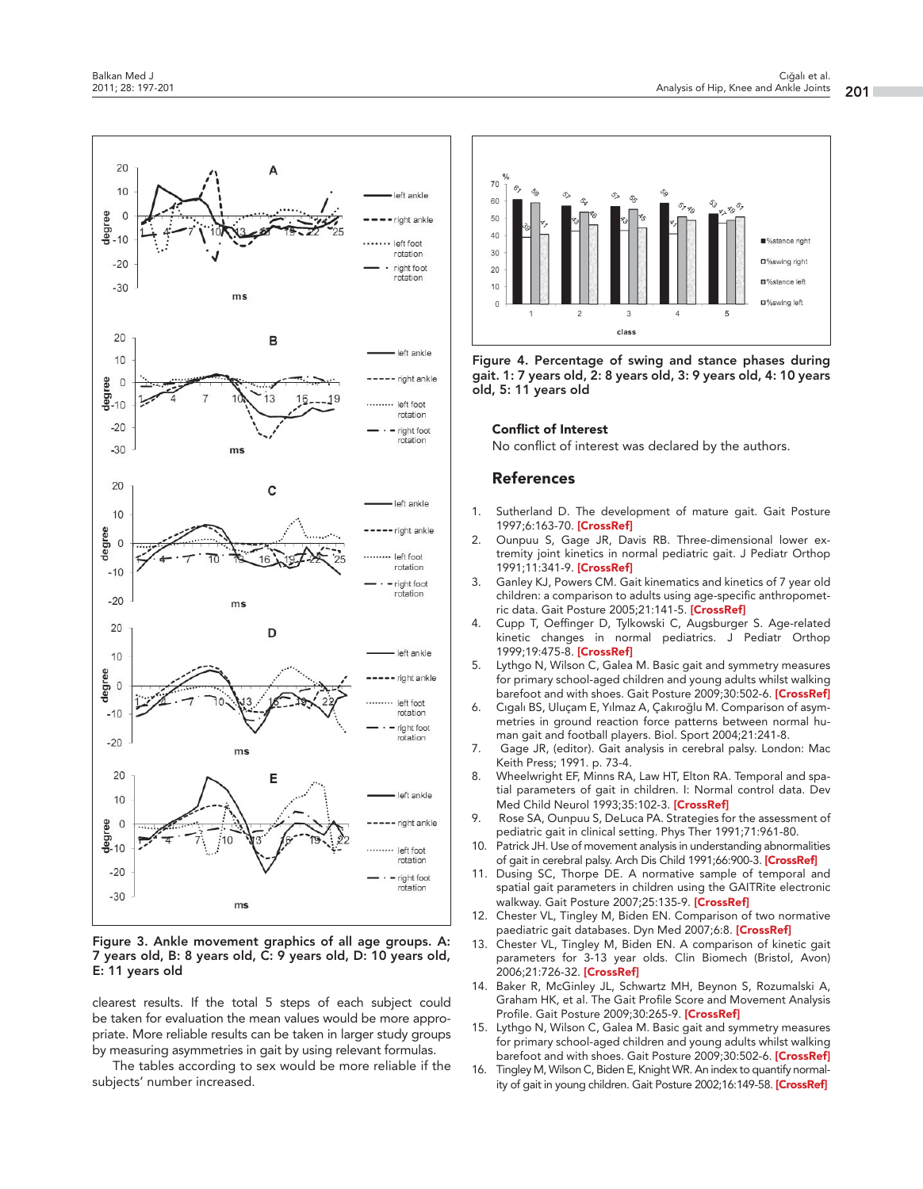20
A
10
0
degree
-10
-20
-30
1 4 7 10 13 16 19 22 25
ms
left ankle
right ankle
left foot rotation
right foot rotation

20
B
10
0
degree
-10
-20
-30
1 4 7 10 13 16 19
ms
left ankle
right ankle
left foot rotation
right foot rotation

20
C
10
0
degree
-10
-20
1 4 7 10 13 16 19 22 25
ms
left ankle
right ankle
left foot rotation
right foot rotation

20
D
10
0
degree
-10
-20
1 4 7 10 13 16 19 22
ms
left ankle
right ankle
left foot rotation
right foot rotation

20
E
10
0
degree
-10
-20
-30
1 4 7 10 13 16 19 22
ms
left ankle
right ankle
left foot rotation
right foot rotation

**Figure 3. Ankle movement graphics of all age groups. A: 7 years old, B: 8 years old, C: 9 years old, D: 10 years old, E: 11 years old**

clearest results. If the total 5 steps of each subject could be taken for evaluation the mean values would be more appropriate. More reliable results can be taken in larger study groups by measuring asymmetries in gait by using relevant formulas.

The tables according to sex would be more reliable if the subjects' number increased.

%
70
60
50
40
30
20
10
0
61 39 59 41
57 43 54 46
57 43 55 45
59 41 51 49
53 47 49 51
1 2 3 4 5
class
%stance right
%swing right
%stance left
%swing left

**Figure 4. Percentage of swing and stance phases during gait. 1: 7 years old, 2: 8 years old, 3: 9 years old, 4: 10 years old, 5: 11 years old**

### Conflict of Interest

No conflict of interest was declared by the authors.

## References

1. Sutherland D. The development of mature gait. Gait Posture 1997;6:163-70. [CrossRef]
2. Ounpuu S, Gage JR, Davis RB. Three-dimensional lower extremity joint kinetics in normal pediatric gait. J Pediatr Orthop 1991;11:341-9. [CrossRef]
3. Ganley KJ, Powers CM. Gait kinematics and kinetics of 7 year old children: a comparison to adults using age-specific anthropometric data. Gait Posture 2005;21:141-5. [CrossRef]
4. Cupp T, Oeffinger D, Tylkowski C, Augsburger S. Age-related kinetic changes in normal pediatrics. J Pediatr Orthop 1999;19:475-8. [CrossRef]
5. Lythgo N, Wilson C, Galea M. Basic gait and symmetry measures for primary school-aged children and young adults whilst walking barefoot and with shoes. Gait Posture 2009;30:502-6. [CrossRef]
6. Cıgalı BS, Uluçam E, Yılmaz A, Çakıroğlu M. Comparison of asymmetries in ground reaction force patterns between normal human gait and football players. Biol. Sport 2004;21:241-8.
7. Gage JR, (editor). Gait analysis in cerebral palsy. London: Mac Keith Press; 1991. p. 73-4.
8. Wheelwright EF, Minns RA, Law HT, Elton RA. Temporal and spatial parameters of gait in children. I: Normal control data. Dev Med Child Neurol 1993;35:102-3. [CrossRef]
9. Rose SA, Ounpuu S, DeLuca PA. Strategies for the assessment of pediatric gait in clinical setting. Phys Ther 1991;71:961-80.
10. Patrick JH. Use of movement analysis in understanding abnormalities of gait in cerebral palsy. Arch Dis Child 1991;66:900-3. [CrossRef]
11. Dusing SC, Thorpe DE. A normative sample of temporal and spatial gait parameters in children using the GAITRite electronic walkway. Gait Posture 2007;25:135-9. [CrossRef]
12. Chester VL, Tingley M, Biden EN. Comparison of two normative paediatric gait databases. Dyn Med 2007;6:8. [CrossRef]
13. Chester VL, Tingley M, Biden EN. A comparison of kinetic gait parameters for 3-13 year olds. Clin Biomech (Bristol, Avon) 2006;21:726-32. [CrossRef]
14. Baker R, McGinley JL, Schwartz MH, Beynon S, Rozumalski A, Graham HK, et al. The Gait Profile Score and Movement Analysis Profile. Gait Posture 2009;30:265-9. [CrossRef]
15. Lythgo N, Wilson C, Galea M. Basic gait and symmetry measures for primary school-aged children and young adults whilst walking barefoot and with shoes. Gait Posture 2009;30:502-6. [CrossRef]
16. Tingley M, Wilson C, Biden E, Knight WR. An index to quantify normality of gait in young children. Gait Posture 2002;16:149-58. [CrossRef]